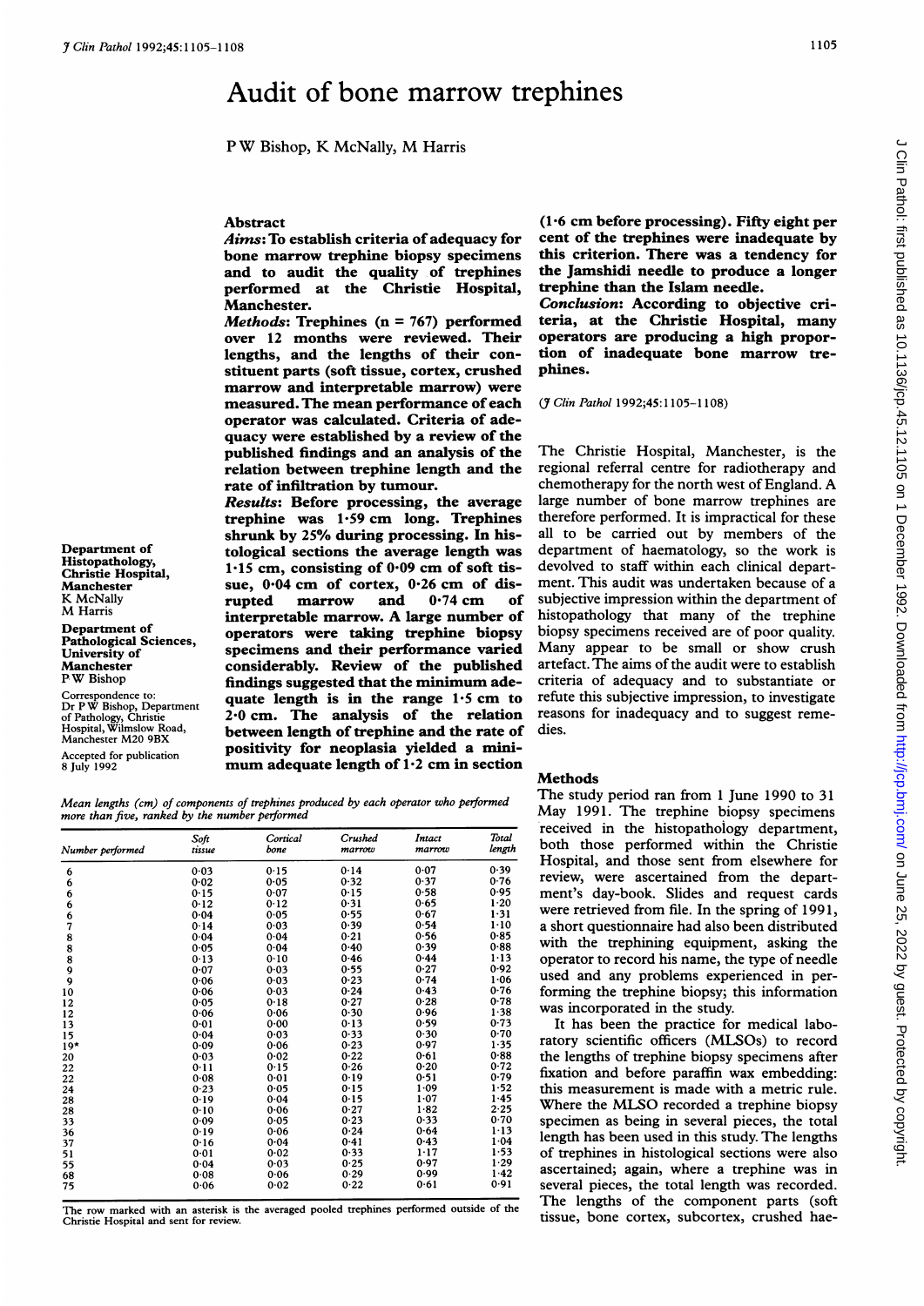# Audit of bone marrow trephines

P W Bishop, K McNally, M Harris

Department of Histopathology, Christie Hospital, Manchester
K McNally
M Harris

Department of Pathological Sciences, University of Manchester
P W Bishop

Correspondence to: Dr P W Bishop, Department of Pathology, Christie Hospital, Wilmslow Road, Manchester M20 9BX

Accepted for publication 8 July 1992

## Abstract

**_Aims_: To establish criteria of adequacy for bone marrow trephine biopsy specimens and to audit the quality of trephines performed at the Christie Hospital, Manchester.**

**_Methods_: Trephines (n = 767) performed over 12 months were reviewed. Their lengths, and the lengths of their constituent parts (soft tissue, cortex, crushed marrow and interpretable marrow) were measured. The mean performance of each operator was calculated. Criteria of adequacy were established by a review of the published findings and an analysis of the relation between trephine length and the rate of infiltration by tumour.**

**_Results_: Before processing, the average trephine was 1·59 cm long. Trephines shrunk by 25% during processing. In histological sections the average length was 1·15 cm, consisting of 0·09 cm of soft tissue, 0·04 cm of cortex, 0·26 cm of disrupted marrow and 0·74 cm of interpretable marrow. A large number of operators were taking trephine biopsy specimens and their performance varied considerably. Review of the published findings suggested that the minimum adequate length is in the range 1·5 cm to 2·0 cm. The analysis of the relation between length of trephine and the rate of positivity for neoplasia yielded a minimum adequate length of 1·2 cm in section (1·6 cm before processing). Fifty eight per cent of the trephines were inadequate by this criterion. There was a tendency for the Jamshidi needle to produce a longer trephine than the Islam needle.**

**_Conclusion_: According to objective criteria, at the Christie Hospital, many operators are producing a high proportion of inadequate bone marrow trephines.**

(_J Clin Pathol_ 1992;45:1105–1108)

The Christie Hospital, Manchester, is the regional referral centre for radiotherapy and chemotherapy for the north west of England. A large number of bone marrow trephines are therefore performed. It is impractical for these all to be carried out by members of the department of haematology, so the work is devolved to staff within each clinical department. This audit was undertaken because of a subjective impression within the department of histopathology that many of the trephine biopsy specimens received are of poor quality. Many appear to be small or show crush artefact. The aims of the audit were to establish criteria of adequacy and to substantiate or refute this subjective impression, to investigate reasons for inadequacy and to suggest remedies.

## Methods

The study period ran from 1 June 1990 to 31 May 1991. The trephine biopsy specimens received in the histopathology department, both those performed within the Christie Hospital, and those sent from elsewhere for review, were ascertained from the department's day-book. Slides and request cards were retrieved from file. In the spring of 1991, a short questionnaire had also been distributed with the trephining equipment, asking the operator to record his name, the type of needle used and any problems experienced in performing the trephine biopsy; this information was incorporated in the study.

It has been the practice for medical laboratory scientific officers (MLSOs) to record the lengths of trephine biopsy specimens after fixation and before paraffin wax embedding: this measurement is made with a metric rule. Where the MLSO recorded a trephine biopsy specimen as being in several pieces, the total length has been used in this study. The lengths of trephines in histological sections were also ascertained; again, where a trephine was in several pieces, the total length was recorded. The lengths of the component parts (soft tissue, bone cortex, subcortex, crushed hae-

_Mean lengths (cm) of components of trephines produced by each operator who performed more than five, ranked by the number performed_

| Number performed | Soft tissue | Cortical bone | Crushed marrow | Intact marrow | Total length |
|---|---|---|---|---|---|
| 6 | 0·03 | 0·15 | 0·14 | 0·07 | 0·39 |
| 6 | 0·02 | 0·05 | 0·32 | 0·37 | 0·76 |
| 6 | 0·15 | 0·07 | 0·15 | 0·58 | 0·95 |
| 6 | 0·12 | 0·12 | 0·31 | 0·65 | 1·20 |
| 6 | 0·04 | 0·05 | 0·55 | 0·67 | 1·31 |
| 7 | 0·14 | 0·03 | 0·39 | 0·54 | 1·10 |
| 8 | 0·04 | 0·04 | 0·21 | 0·56 | 0·85 |
| 8 | 0·05 | 0·04 | 0·40 | 0·39 | 0·88 |
| 8 | 0·13 | 0·10 | 0·46 | 0·44 | 1·13 |
| 9 | 0·07 | 0·03 | 0·55 | 0·27 | 0·92 |
| 9 | 0·06 | 0·03 | 0·23 | 0·74 | 1·06 |
| 10 | 0·06 | 0·03 | 0·24 | 0·43 | 0·76 |
| 12 | 0·05 | 0·18 | 0·27 | 0·28 | 0·78 |
| 12 | 0·06 | 0·06 | 0·30 | 0·96 | 1·38 |
| 13 | 0·01 | 0·00 | 0·13 | 0·59 | 0·73 |
| 15 | 0·04 | 0·03 | 0·33 | 0·30 | 0·70 |
| 19* | 0·09 | 0·06 | 0·23 | 0·97 | 1·35 |
| 20 | 0·03 | 0·02 | 0·22 | 0·61 | 0·88 |
| 22 | 0·11 | 0·15 | 0·26 | 0·20 | 0·72 |
| 22 | 0·08 | 0·01 | 0·19 | 0·51 | 0·79 |
| 24 | 0·23 | 0·05 | 0·15 | 1·09 | 1·52 |
| 28 | 0·19 | 0·04 | 0·15 | 1·07 | 1·45 |
| 28 | 0·10 | 0·06 | 0·27 | 1·82 | 2·25 |
| 33 | 0·09 | 0·05 | 0·23 | 0·33 | 0·70 |
| 36 | 0·19 | 0·06 | 0·24 | 0·64 | 1·13 |
| 37 | 0·16 | 0·04 | 0·41 | 0·43 | 1·04 |
| 51 | 0·01 | 0·02 | 0·33 | 1·17 | 1·53 |
| 55 | 0·04 | 0·03 | 0·25 | 0·97 | 1·29 |
| 68 | 0·08 | 0·06 | 0·29 | 0·99 | 1·42 |
| 75 | 0·06 | 0·02 | 0·22 | 0·61 | 0·91 |

The row marked with an asterisk is the averaged pooled trephines performed outside of the Christie Hospital and sent for review.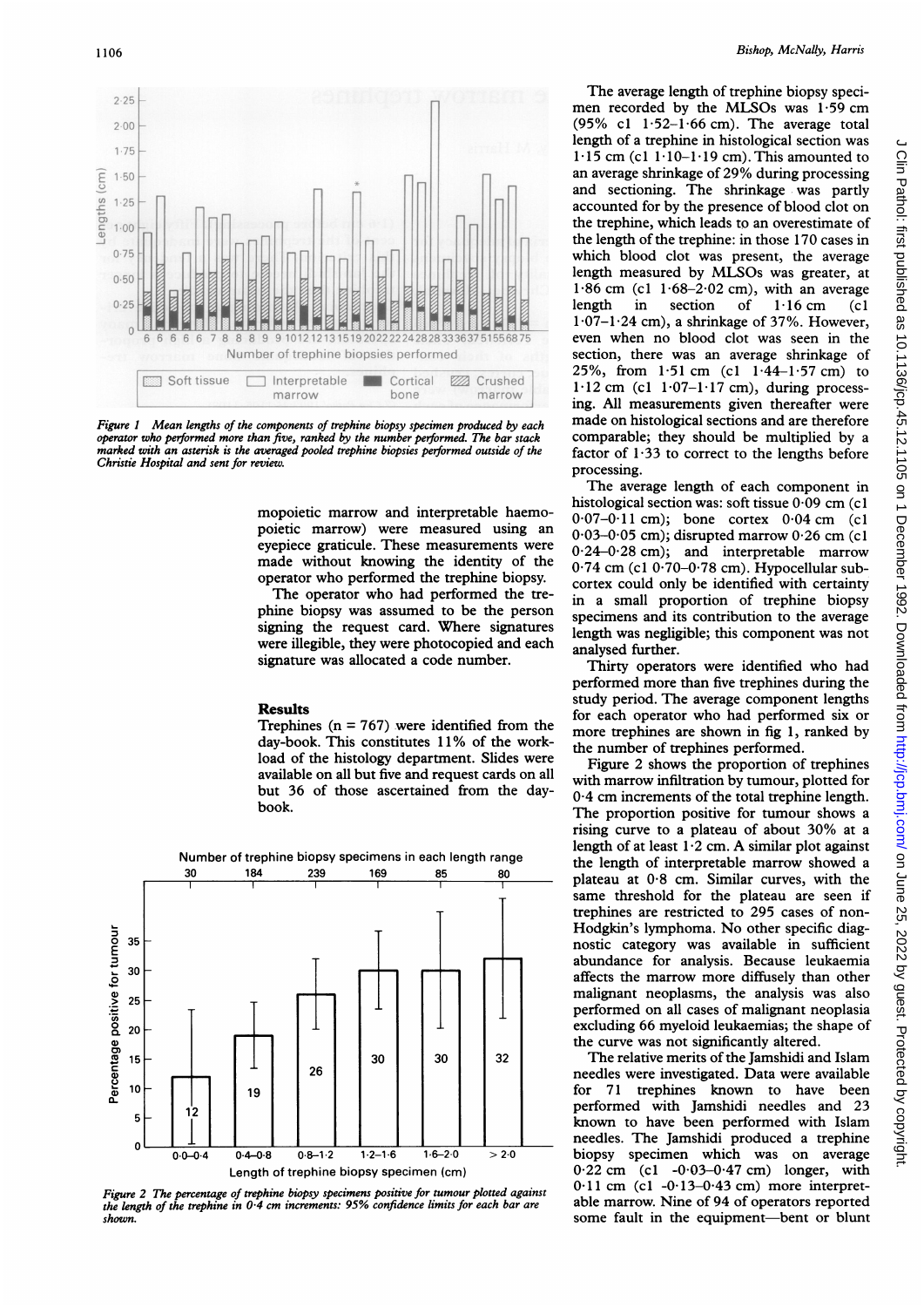Figure 1 *Mean lengths of the components of trephine biopsy specimen produced by each operator who performed more than five, ranked by the number performed. The bar stack marked with an asterisk is the averaged pooled trephine biopsies performed outside of the Christie Hospital and sent for review.*

mopoietic marrow and interpretable haemopoietic marrow) were measured using an eyepiece graticule. These measurements were made without knowing the identity of the operator who performed the trephine biopsy.

The operator who had performed the trephine biopsy was assumed to be the person signing the request card. Where signatures were illegible, they were photocopied and each signature was allocated a code number.

## Results

Trephines (n = 767) were identified from the day-book. This constitutes 11% of the workload of the histology department. Slides were available on all but five and request cards on all but 36 of those ascertained from the day-book.

Figure 2 *The percentage of trephine biopsy specimens positive for tumour plotted against the length of the trephine in 0·4 cm increments: 95% confidence limits for each bar are shown.*

The average length of trephine biopsy specimen recorded by the MLSOs was 1·59 cm (95% cl 1·52–1·66 cm). The average total length of a trephine in histological section was 1·15 cm (cl 1·10–1·19 cm). This amounted to an average shrinkage of 29% during processing and sectioning. The shrinkage was partly accounted for by the presence of blood clot on the trephine, which leads to an overestimate of the length of the trephine: in those 170 cases in which blood clot was present, the average length measured by MLSOs was greater, at 1·86 cm (cl 1·68–2·02 cm), with an average length in section of 1·16 cm (cl 1·07–1·24 cm), a shrinkage of 37%. However, even when no blood clot was seen in the section, there was an average shrinkage of 25%, from 1·51 cm (cl 1·44–1·57 cm) to 1·12 cm (cl 1·07–1·17 cm), during processing. All measurements given thereafter were made on histological sections and are therefore comparable; they should be multiplied by a factor of 1·33 to correct to the lengths before processing.

The average length of each component in histological section was: soft tissue 0·09 cm (cl 0·07–0·11 cm); bone cortex 0·04 cm (cl 0·03–0·05 cm); disrupted marrow 0·26 cm (cl 0·24–0·28 cm); and interpretable marrow 0·74 cm (cl 0·70–0·78 cm). Hypocellular subcortex could only be identified with certainty in a small proportion of trephine biopsy specimens and its contribution to the average length was negligible; this component was not analysed further.

Thirty operators were identified who had performed more than five trephines during the study period. The average component lengths for each operator who had performed six or more trephines are shown in fig 1, ranked by the number of trephines performed.

Figure 2 shows the proportion of trephines with marrow infiltration by tumour, plotted for 0·4 cm increments of the total trephine length. The proportion positive for tumour shows a rising curve to a plateau of about 30% at a length of at least 1·2 cm. A similar plot against the length of interpretable marrow showed a plateau at 0·8 cm. Similar curves, with the same threshold for the plateau are seen if trephines are restricted to 295 cases of non-Hodgkin's lymphoma. No other specific diagnostic category was available in sufficient abundance for analysis. Because leukaemia affects the marrow more diffusely than other malignant neoplasms, the analysis was also performed on all cases of malignant neoplasia excluding 66 myeloid leukaemias; the shape of the curve was not significantly altered.

The relative merits of the Jamshidi and Islam needles were investigated. Data were available for 71 trephines known to have been performed with Jamshidi needles and 23 known to have been performed with Islam needles. The Jamshidi produced a trephine biopsy specimen which was on average 0·22 cm (cl -0·03–0·47 cm) longer, with 0·11 cm (cl -0·13–0·43 cm) more interpretable marrow. Nine of 94 of operators reported some fault in the equipment—bent or blunt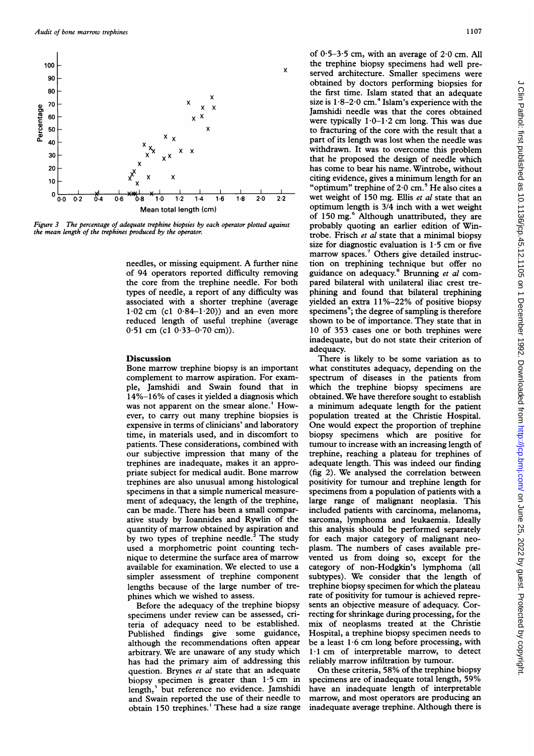Figure 3 The percentage of adequate trephine biopsies by each operator plotted against the mean length of the trephines produced by the operator.

needles, or missing equipment. A further nine of 94 operators reported difficulty removing the core from the trephine needle. For both types of needle, a report of any difficulty was associated with a shorter trephine (average 1·02 cm (cl 0·84–1·20)) and an even more reduced length of useful trephine (average 0·51 cm (cl 0·33–0·70 cm)).

## Discussion

Bone marrow trephine biopsy is an important complement to marrow aspiration. For example, Jamshidi and Swain found that in 14%–16% of cases it yielded a diagnosis which was not apparent on the smear alone.[1] However, to carry out many trephine biopsies is expensive in terms of clinicians' and laboratory time, in materials used, and in discomfort to patients. These considerations, combined with our subjective impression that many of the trephines are inadequate, makes it an appropriate subject for medical audit. Bone marrow trephines are also unusual among histological specimens in that a simple numerical measurement of adequacy, the length of the trephine, can be made. There has been a small comparative study by Ioannides and Rywlin of the quantity of marrow obtained by aspiration and by two types of trephine needle.[2] The study used a morphometric point counting technique to determine the surface area of marrow available for examination. We elected to use a simpler assessment of trephine component lengths because of the large number of trephines which we wished to assess.

Before the adequacy of the trephine biopsy specimens under review can be assessed, criteria of adequacy need to be established. Published findings give some guidance, although the recommendations often appear arbitrary. We are unaware of any study which has had the primary aim of addressing this question. Brynes *et al* state that an adequate biopsy specimen is greater than 1·5 cm in length,[3] but reference no evidence. Jamshidi and Swain reported the use of their needle to obtain 150 trephines.[1] These had a size range of 0·5–3·5 cm, with an average of 2·0 cm. All the trephine biopsy specimens had well preserved architecture. Smaller specimens were obtained by doctors performing biopsies for the first time. Islam stated that an adequate size is 1·8–2·0 cm.[4] Islam's experience with the Jamshidi needle was that the cores obtained were typically 1·0–1·2 cm long. This was due to fracturing of the core with the result that a part of its length was lost when the needle was withdrawn. It was to overcome this problem that he proposed the design of needle which has come to bear his name. Wintrobe, without citing evidence, gives a minimum length for an "optimum" trephine of 2·0 cm.[5] He also cites a wet weight of 150 mg. Ellis *et al* state that an optimum length is 3/4 inch with a wet weight of 150 mg.[6] Although unattributed, they are probably quoting an earlier edition of Wintrobe. Frisch *et al* state that a minimal biopsy size for diagnostic evaluation is 1·5 cm or five marrow spaces.[7] Others give detailed instruction on trephining technique but offer no guidance on adequacy.[8] Brunning *et al* compared bilateral with unilateral iliac crest trephining and found that bilateral trephining yielded an extra 11%–22% of positive biopsy specimens[9]; the degree of sampling is therefore shown to be of importance. They state that in 10 of 353 cases one or both trephines were inadequate, but do not state their criterion of adequacy.

There is likely to be some variation as to what constitutes adequacy, depending on the spectrum of diseases in the patients from which the trephine biopsy specimens are obtained. We have therefore sought to establish a minimum adequate length for the patient population treated at the Christie Hospital. One would expect the proportion of trephine biopsy specimens which are positive for tumour to increase with an increasing length of trephine, reaching a plateau for trephines of adequate length. This was indeed our finding (fig 2). We analysed the correlation between positivity for tumour and trephine length for specimens from a population of patients with a large range of malignant neoplasia. This included patients with carcinoma, melanoma, sarcoma, lymphoma and leukaemia. Ideally this analysis should be performed separately for each major category of malignant neoplasm. The numbers of cases available prevented us from doing so, except for the category of non-Hodgkin's lymphoma (all subtypes). We consider that the length of trephine biopsy specimen for which the plateau rate of positivity for tumour is achieved represents an objective measure of adequacy. Correcting for shrinkage during processing, for the mix of neoplasms treated at the Christie Hospital, a trephine biopsy specimen needs to be a least 1·6 cm long before processing, with 1·1 cm of interpretable marrow, to detect reliably marrow infiltration by tumour.

On these criteria, 58% of the trephine biopsy specimens are of inadequate total length, 59% have an inadequate length of interpretable marrow, and most operators are producing an inadequate average trephine. Although there is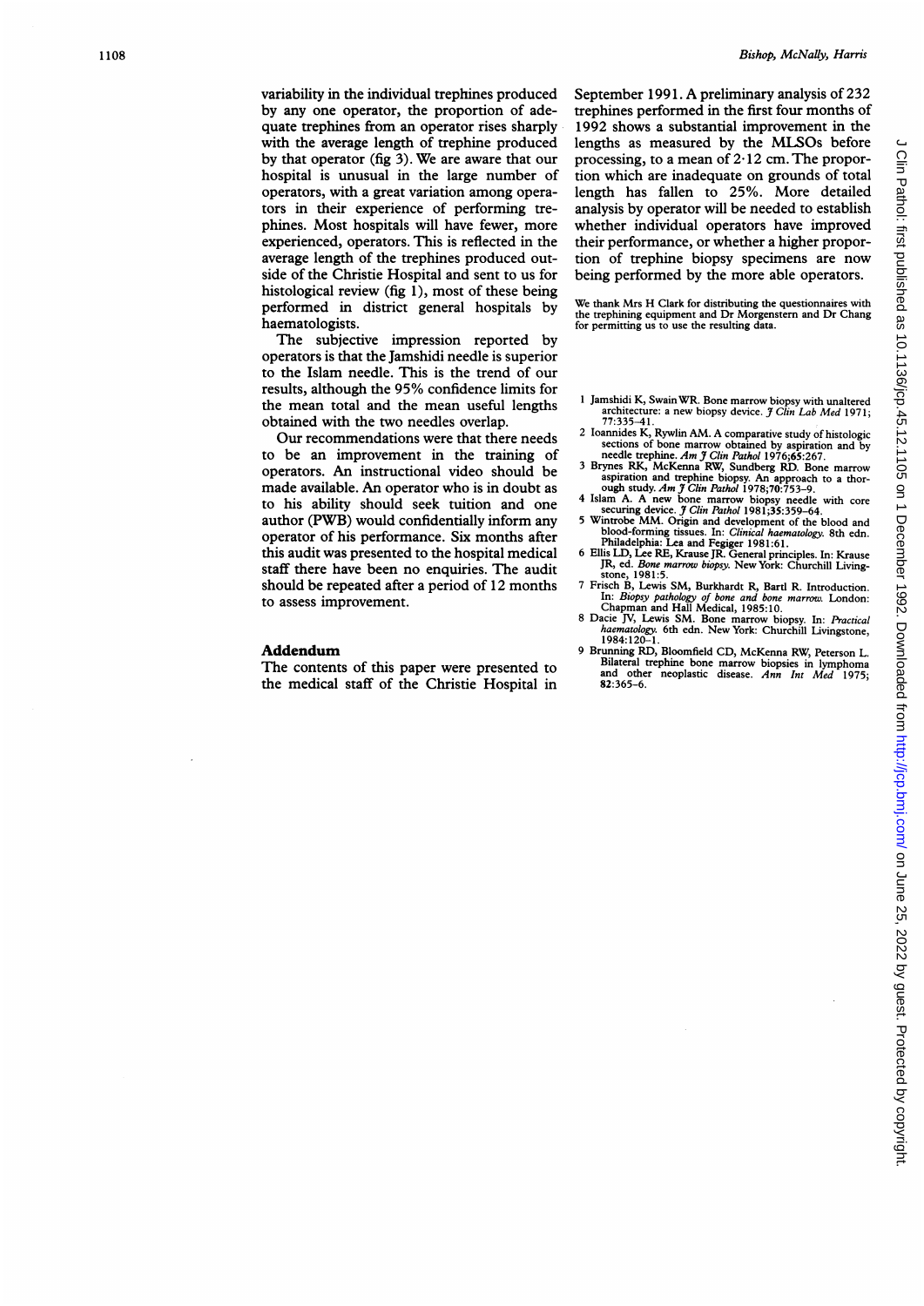variability in the individual trephines produced by any one operator, the proportion of adequate trephines from an operator rises sharply with the average length of trephine produced by that operator (fig 3). We are aware that our hospital is unusual in the large number of operators, with a great variation among operators in their experience of performing trephines. Most hospitals will have fewer, more experienced, operators. This is reflected in the average length of the trephines produced outside of the Christie Hospital and sent to us for histological review (fig 1), most of these being performed in district general hospitals by haematologists.

The subjective impression reported by operators is that the Jamshidi needle is superior to the Islam needle. This is the trend of our results, although the 95% confidence limits for the mean total and the mean useful lengths obtained with the two needles overlap.

Our recommendations were that there needs to be an improvement in the training of operators. An instructional video should be made available. An operator who is in doubt as to his ability should seek tuition and one author (PWB) would confidentially inform any operator of his performance. Six months after this audit was presented to the hospital medical staff there have been no enquiries. The audit should be repeated after a period of 12 months to assess improvement.

## Addendum

The contents of this paper were presented to the medical staff of the Christie Hospital in September 1991. A preliminary analysis of 232 trephines performed in the first four months of 1992 shows a substantial improvement in the lengths as measured by the MLSOs before processing, to a mean of 2·12 cm. The proportion which are inadequate on grounds of total length has fallen to 25%. More detailed analysis by operator will be needed to establish whether individual operators have improved their performance, or whether a higher proportion of trephine biopsy specimens are now being performed by the more able operators.

We thank Mrs H Clark for distributing the questionnaires with the trephining equipment and Dr Morgenstern and Dr Chang for permitting us to use the resulting data.

1. Jamshidi K, Swain WR. Bone marrow biopsy with unaltered architecture: a new biopsy device. *J Clin Lab Med* 1971; 77:335–41.
2. Ioannides K, Rywlin AM. A comparative study of histologic sections of bone marrow obtained by aspiration and by needle trephine. *Am J Clin Pathol* 1976;65:267.
3. Brynes RK, McKenna RW, Sundberg RD. Bone marrow aspiration and trephine biopsy. An approach to a thorough study. *Am J Clin Pathol* 1978;70:753–9.
4. Islam A. A new bone marrow biopsy needle with core securing device. *J Clin Pathol* 1981;35:359–64.
5. Wintrobe MM. Origin and development of the blood and blood-forming tissues. In: *Clinical haematology*. 8th edn. Philadelphia: Lea and Fegiger 1981:61.
6. Ellis LD, Lee RE, Krause JR. General principles. In: Krause JR, ed. *Bone marrow biopsy*. New York: Churchill Livingstone, 1981:5.
7. Frisch B, Lewis SM, Burkhardt R, Bartl R. Introduction. In: *Biopsy pathology of bone and bone marrow*. London: Chapman and Hall Medical, 1985:10.
8. Dacie JV, Lewis SM. Bone marrow biopsy. In: *Practical haematology*. 6th edn. New York: Churchill Livingstone, 1984:120–1.
9. Brunning RD, Bloomfield CD, McKenna RW, Peterson L. Bilateral trephine bone marrow biopsies in lymphoma and other neoplastic disease. *Ann Int Med* 1975; 82:365–6.